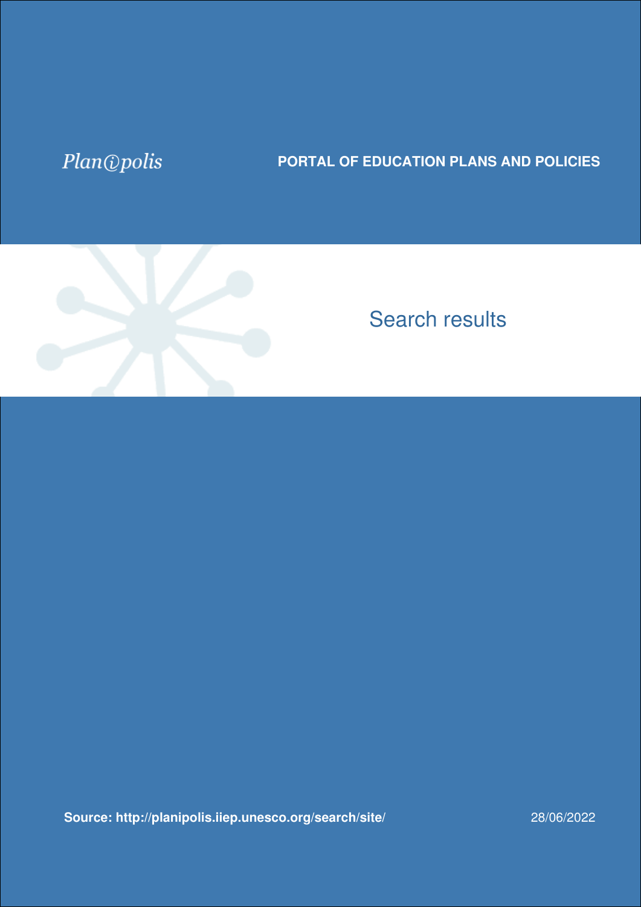Plan@polis

**PORTAL OF EDUCATION PLANS AND POLICIES**

# Search results

**Source: http://planipolis.iiep.unesco.org/search/site/**

28/06/2022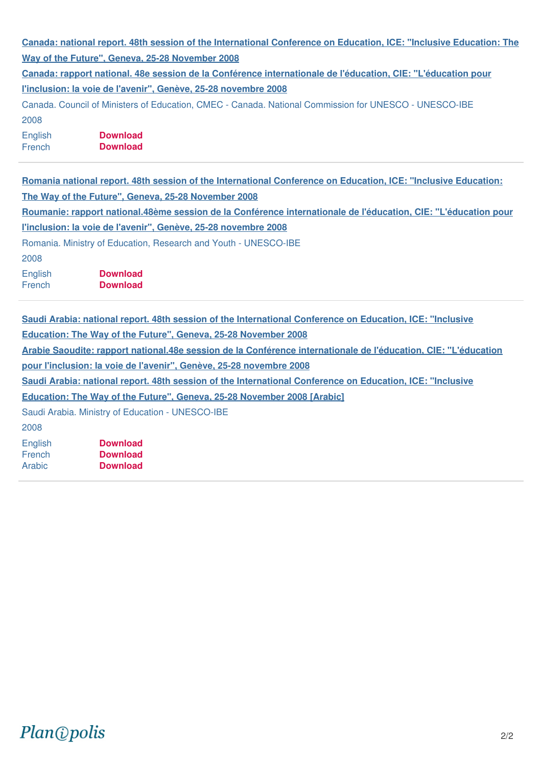**Canada: national report. 48th session of the International Conference on Education, ICE: "Inclusive Education: The Way of the Future", Geneva, 25-28 November 2008**

**Canada: rapport national. 48e session de la Conférence internationale de l'éducation, CIE: "L'éducation pour l'inclusion: la voie de l'avenir", Genève, 25-28 novembre 2008**

Canada. Council of Ministers of Education, CMEC - Canada. National Commission for UNESCO - UNESCO-IBE

2008

English **Download**
French **Download**

---

**Romania national report. 48th session of the International Conference on Education, ICE: "Inclusive Education: The Way of the Future", Geneva, 25-28 November 2008**

**Roumanie: rapport national.48ème session de la Conférence internationale de l'éducation, CIE: "L'éducation pour l'inclusion: la voie de l'avenir", Genève, 25-28 novembre 2008**

Romania. Ministry of Education, Research and Youth - UNESCO-IBE

2008

English **Download**
French **Download**

---

**Saudi Arabia: national report. 48th session of the International Conference on Education, ICE: "Inclusive Education: The Way of the Future", Geneva, 25-28 November 2008**

**Arabie Saoudite: rapport national.48e session de la Conférence internationale de l'éducation, CIE: "L'éducation pour l'inclusion: la voie de l'avenir", Genève, 25-28 novembre 2008**

**Saudi Arabia: national report. 48th session of the International Conference on Education, ICE: "Inclusive Education: The Way of the Future", Geneva, 25-28 November 2008 [Arabic]**

Saudi Arabia. Ministry of Education - UNESCO-IBE

2008

English **Download**
French **Download**
Arabic **Download**